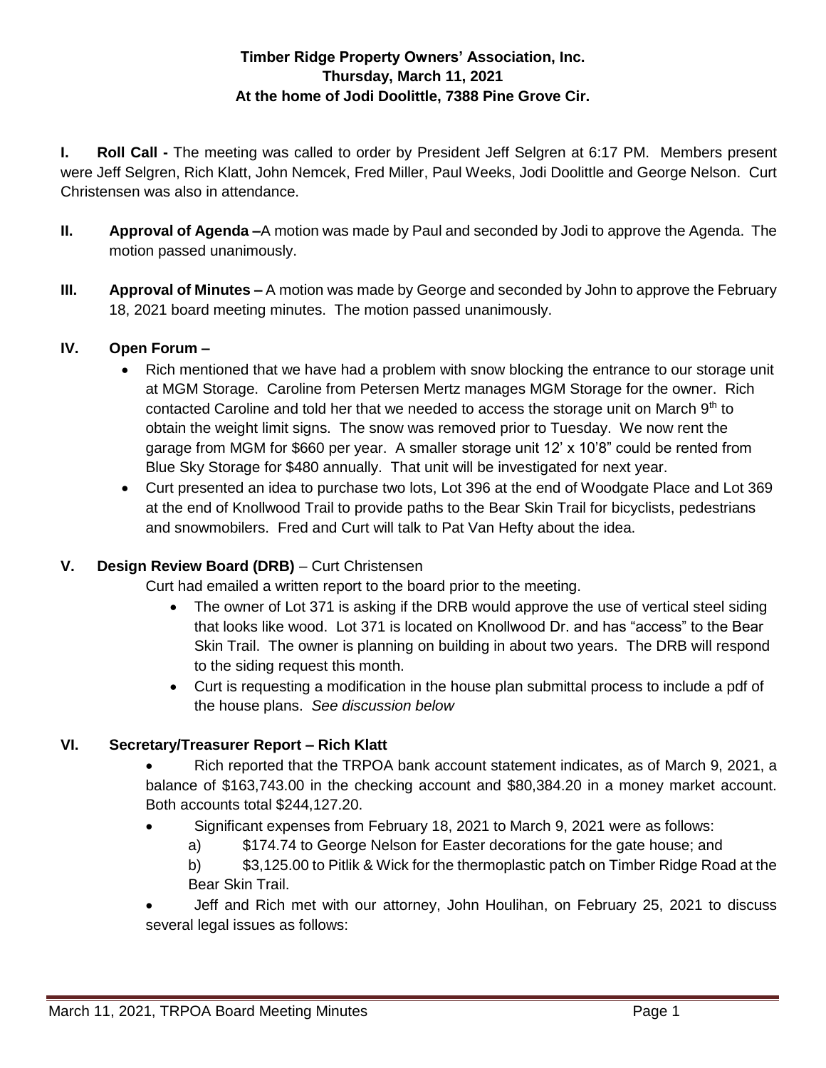**Timber Ridge Property Owners' Association, Inc.**
**Thursday, March 11, 2021**
**At the home of Jodi Doolittle, 7388 Pine Grove Cir.**

**I. Roll Call -** The meeting was called to order by President Jeff Selgren at 6:17 PM. Members present were Jeff Selgren, Rich Klatt, John Nemcek, Fred Miller, Paul Weeks, Jodi Doolittle and George Nelson. Curt Christensen was also in attendance.

**II. Approval of Agenda –**A motion was made by Paul and seconded by Jodi to approve the Agenda. The motion passed unanimously.

**III. Approval of Minutes –** A motion was made by George and seconded by John to approve the February 18, 2021 board meeting minutes. The motion passed unanimously.

**IV. Open Forum –**

- Rich mentioned that we have had a problem with snow blocking the entrance to our storage unit at MGM Storage. Caroline from Petersen Mertz manages MGM Storage for the owner. Rich contacted Caroline and told her that we needed to access the storage unit on March 9th to obtain the weight limit signs. The snow was removed prior to Tuesday. We now rent the garage from MGM for $660 per year. A smaller storage unit 12' x 10'8" could be rented from Blue Sky Storage for $480 annually. That unit will be investigated for next year.
- Curt presented an idea to purchase two lots, Lot 396 at the end of Woodgate Place and Lot 369 at the end of Knollwood Trail to provide paths to the Bear Skin Trail for bicyclists, pedestrians and snowmobilers. Fred and Curt will talk to Pat Van Hefty about the idea.

**V. Design Review Board (DRB)** – Curt Christensen

Curt had emailed a written report to the board prior to the meeting.

- The owner of Lot 371 is asking if the DRB would approve the use of vertical steel siding that looks like wood. Lot 371 is located on Knollwood Dr. and has "access" to the Bear Skin Trail. The owner is planning on building in about two years. The DRB will respond to the siding request this month.
- Curt is requesting a modification in the house plan submittal process to include a pdf of the house plans. *See discussion below*

**VI. Secretary/Treasurer Report – Rich Klatt**

- Rich reported that the TRPOA bank account statement indicates, as of March 9, 2021, a balance of $163,743.00 in the checking account and $80,384.20 in a money market account. Both accounts total $244,127.20.
- Significant expenses from February 18, 2021 to March 9, 2021 were as follows:
  a) $174.74 to George Nelson for Easter decorations for the gate house; and
  b) $3,125.00 to Pitlik & Wick for the thermoplastic patch on Timber Ridge Road at the Bear Skin Trail.
- Jeff and Rich met with our attorney, John Houlihan, on February 25, 2021 to discuss several legal issues as follows: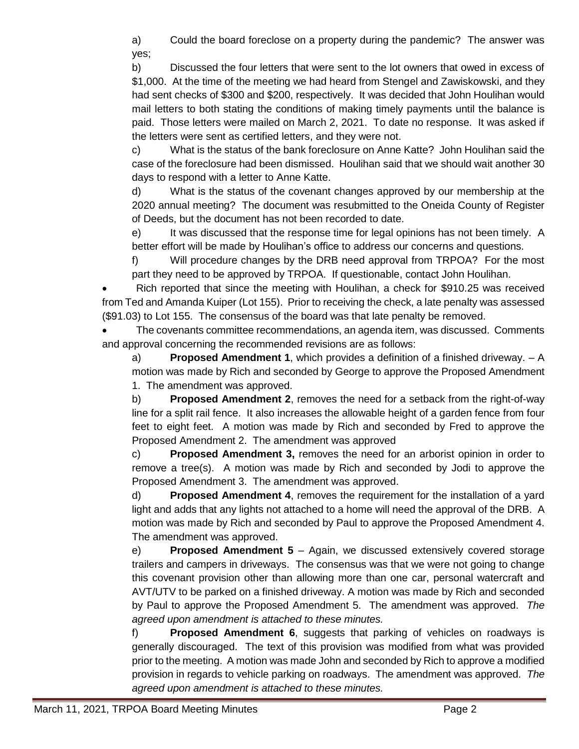a) Could the board foreclose on a property during the pandemic? The answer was yes;

b) Discussed the four letters that were sent to the lot owners that owed in excess of $1,000. At the time of the meeting we had heard from Stengel and Zawiskowski, and they had sent checks of $300 and $200, respectively. It was decided that John Houlihan would mail letters to both stating the conditions of making timely payments until the balance is paid. Those letters were mailed on March 2, 2021. To date no response. It was asked if the letters were sent as certified letters, and they were not.

c) What is the status of the bank foreclosure on Anne Katte? John Houlihan said the case of the foreclosure had been dismissed. Houlihan said that we should wait another 30 days to respond with a letter to Anne Katte.

d) What is the status of the covenant changes approved by our membership at the 2020 annual meeting? The document was resubmitted to the Oneida County of Register of Deeds, but the document has not been recorded to date.

e) It was discussed that the response time for legal opinions has not been timely. A better effort will be made by Houlihan's office to address our concerns and questions.

f) Will procedure changes by the DRB need approval from TRPOA? For the most part they need to be approved by TRPOA. If questionable, contact John Houlihan.

- Rich reported that since the meeting with Houlihan, a check for $910.25 was received from Ted and Amanda Kuiper (Lot 155). Prior to receiving the check, a late penalty was assessed ($91.03) to Lot 155. The consensus of the board was that late penalty be removed.
- The covenants committee recommendations, an agenda item, was discussed. Comments and approval concerning the recommended revisions are as follows:

a) **Proposed Amendment 1**, which provides a definition of a finished driveway. – A motion was made by Rich and seconded by George to approve the Proposed Amendment 1. The amendment was approved.

b) **Proposed Amendment 2**, removes the need for a setback from the right-of-way line for a split rail fence. It also increases the allowable height of a garden fence from four feet to eight feet. A motion was made by Rich and seconded by Fred to approve the Proposed Amendment 2. The amendment was approved

c) **Proposed Amendment 3,** removes the need for an arborist opinion in order to remove a tree(s). A motion was made by Rich and seconded by Jodi to approve the Proposed Amendment 3. The amendment was approved.

d) **Proposed Amendment 4**, removes the requirement for the installation of a yard light and adds that any lights not attached to a home will need the approval of the DRB. A motion was made by Rich and seconded by Paul to approve the Proposed Amendment 4. The amendment was approved.

e) **Proposed Amendment 5** – Again, we discussed extensively covered storage trailers and campers in driveways. The consensus was that we were not going to change this covenant provision other than allowing more than one car, personal watercraft and AVT/UTV to be parked on a finished driveway. A motion was made by Rich and seconded by Paul to approve the Proposed Amendment 5. The amendment was approved. *The agreed upon amendment is attached to these minutes.*

f) **Proposed Amendment 6**, suggests that parking of vehicles on roadways is generally discouraged. The text of this provision was modified from what was provided prior to the meeting. A motion was made John and seconded by Rich to approve a modified provision in regards to vehicle parking on roadways. The amendment was approved. *The agreed upon amendment is attached to these minutes.*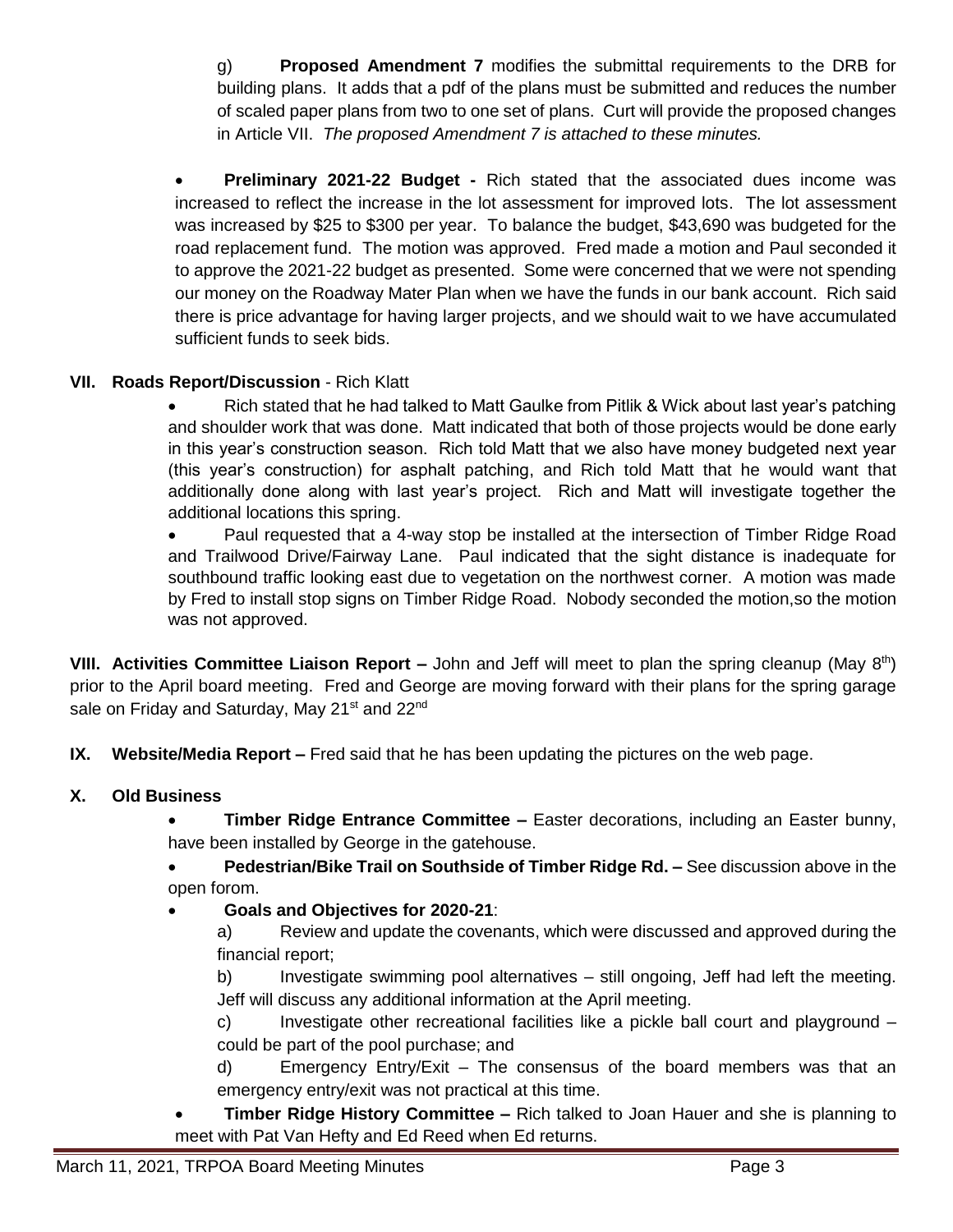g) **Proposed Amendment 7** modifies the submittal requirements to the DRB for building plans. It adds that a pdf of the plans must be submitted and reduces the number of scaled paper plans from two to one set of plans. Curt will provide the proposed changes in Article VII. *The proposed Amendment 7 is attached to these minutes.*

- **Preliminary 2021-22 Budget -** Rich stated that the associated dues income was increased to reflect the increase in the lot assessment for improved lots. The lot assessment was increased by $25 to $300 per year. To balance the budget, $43,690 was budgeted for the road replacement fund. The motion was approved. Fred made a motion and Paul seconded it to approve the 2021-22 budget as presented. Some were concerned that we were not spending our money on the Roadway Mater Plan when we have the funds in our bank account. Rich said there is price advantage for having larger projects, and we should wait to we have accumulated sufficient funds to seek bids.

## VII. Roads Report/Discussion - Rich Klatt

- Rich stated that he had talked to Matt Gaulke from Pitlik & Wick about last year's patching and shoulder work that was done. Matt indicated that both of those projects would be done early in this year's construction season. Rich told Matt that we also have money budgeted next year (this year's construction) for asphalt patching, and Rich told Matt that he would want that additionally done along with last year's project. Rich and Matt will investigate together the additional locations this spring.
- Paul requested that a 4-way stop be installed at the intersection of Timber Ridge Road and Trailwood Drive/Fairway Lane. Paul indicated that the sight distance is inadequate for southbound traffic looking east due to vegetation on the northwest corner. A motion was made by Fred to install stop signs on Timber Ridge Road. Nobody seconded the motion,so the motion was not approved.

**VIII. Activities Committee Liaison Report –** John and Jeff will meet to plan the spring cleanup (May 8th) prior to the April board meeting. Fred and George are moving forward with their plans for the spring garage sale on Friday and Saturday, May 21st and 22nd

**IX. Website/Media Report –** Fred said that he has been updating the pictures on the web page.

## X. Old Business

- **Timber Ridge Entrance Committee –** Easter decorations, including an Easter bunny, have been installed by George in the gatehouse.
- **Pedestrian/Bike Trail on Southside of Timber Ridge Rd. –** See discussion above in the open forom.
- **Goals and Objectives for 2020-21**:

  a) Review and update the covenants, which were discussed and approved during the financial report;

  b) Investigate swimming pool alternatives – still ongoing, Jeff had left the meeting. Jeff will discuss any additional information at the April meeting.

  c) Investigate other recreational facilities like a pickle ball court and playground – could be part of the pool purchase; and

  d) Emergency Entry/Exit – The consensus of the board members was that an emergency entry/exit was not practical at this time.

- **Timber Ridge History Committee –** Rich talked to Joan Hauer and she is planning to meet with Pat Van Hefty and Ed Reed when Ed returns.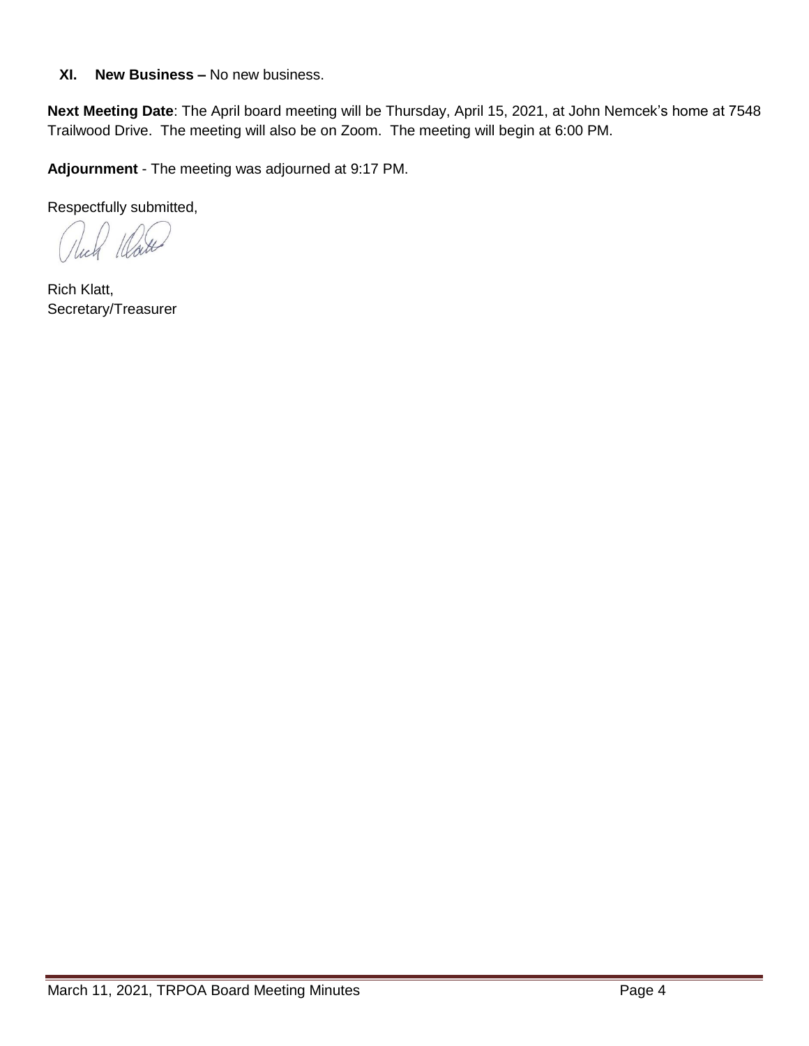**XI. New Business –** No new business.

**Next Meeting Date**: The April board meeting will be Thursday, April 15, 2021, at John Nemcek's home at 7548 Trailwood Drive. The meeting will also be on Zoom. The meeting will begin at 6:00 PM.

**Adjournment** - The meeting was adjourned at 9:17 PM.

Respectfully submitted,

Rich Klatt,
Secretary/Treasurer